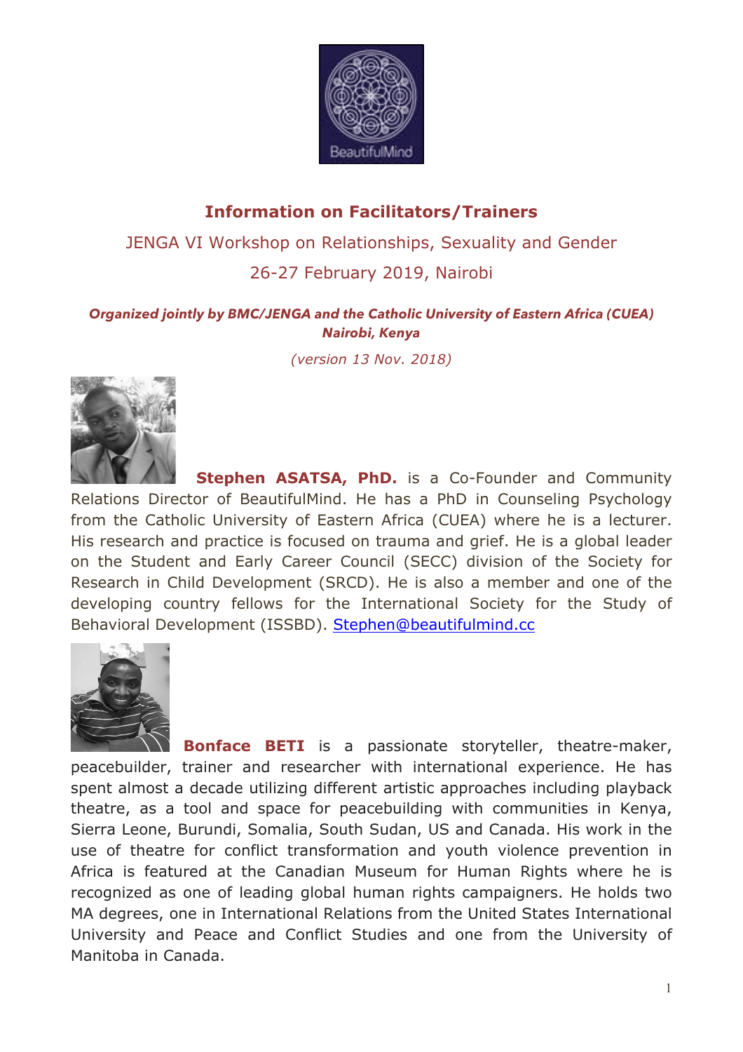# Information on Facilitators/Trainers

JENGA VI Workshop on Relationships, Sexuality and Gender

26-27 February 2019, Nairobi

***Organized jointly by BMC/JENGA and the Catholic University of Eastern Africa (CUEA) Nairobi, Kenya***

*(version 13 Nov. 2018)*

**Stephen ASATSA, PhD.** is a Co-Founder and Community Relations Director of BeautifulMind. He has a PhD in Counseling Psychology from the Catholic University of Eastern Africa (CUEA) where he is a lecturer. His research and practice is focused on trauma and grief. He is a global leader on the Student and Early Career Council (SECC) division of the Society for Research in Child Development (SRCD). He is also a member and one of the developing country fellows for the International Society for the Study of Behavioral Development (ISSBD). Stephen@beautifulmind.cc

**Bonface BETI** is a passionate storyteller, theatre-maker, peacebuilder, trainer and researcher with international experience. He has spent almost a decade utilizing different artistic approaches including playback theatre, as a tool and space for peacebuilding with communities in Kenya, Sierra Leone, Burundi, Somalia, South Sudan, US and Canada. His work in the use of theatre for conflict transformation and youth violence prevention in Africa is featured at the Canadian Museum for Human Rights where he is recognized as one of leading global human rights campaigners. He holds two MA degrees, one in International Relations from the United States International University and Peace and Conflict Studies and one from the University of Manitoba in Canada.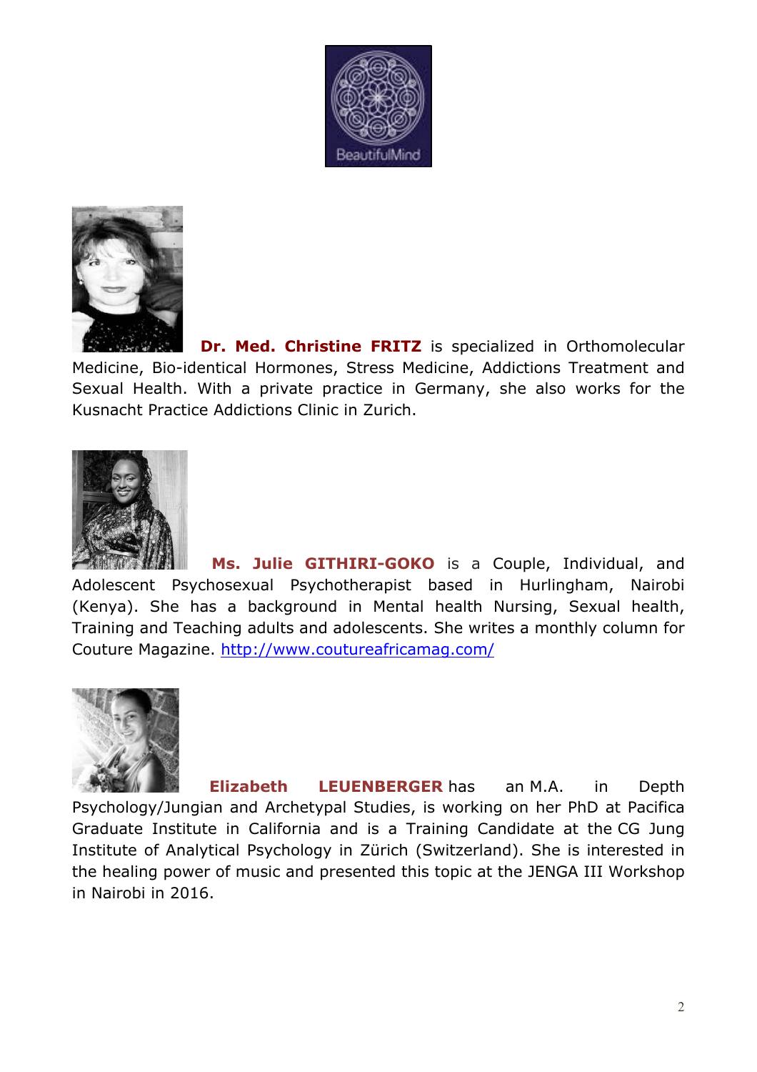**Dr. Med. Christine FRITZ** is specialized in Orthomolecular Medicine, Bio-identical Hormones, Stress Medicine, Addictions Treatment and Sexual Health. With a private practice in Germany, she also works for the Kusnacht Practice Addictions Clinic in Zurich.

**Ms. Julie GITHIRI-GOKO** is a Couple, Individual, and Adolescent Psychosexual Psychotherapist based in Hurlingham, Nairobi (Kenya). She has a background in Mental health Nursing, Sexual health, Training and Teaching adults and adolescents. She writes a monthly column for Couture Magazine. http://www.coutureafricamag.com/

**Elizabeth LEUENBERGER** has an M.A. in Depth Psychology/Jungian and Archetypal Studies, is working on her PhD at Pacifica Graduate Institute in California and is a Training Candidate at the CG Jung Institute of Analytical Psychology in Zürich (Switzerland). She is interested in the healing power of music and presented this topic at the JENGA III Workshop in Nairobi in 2016.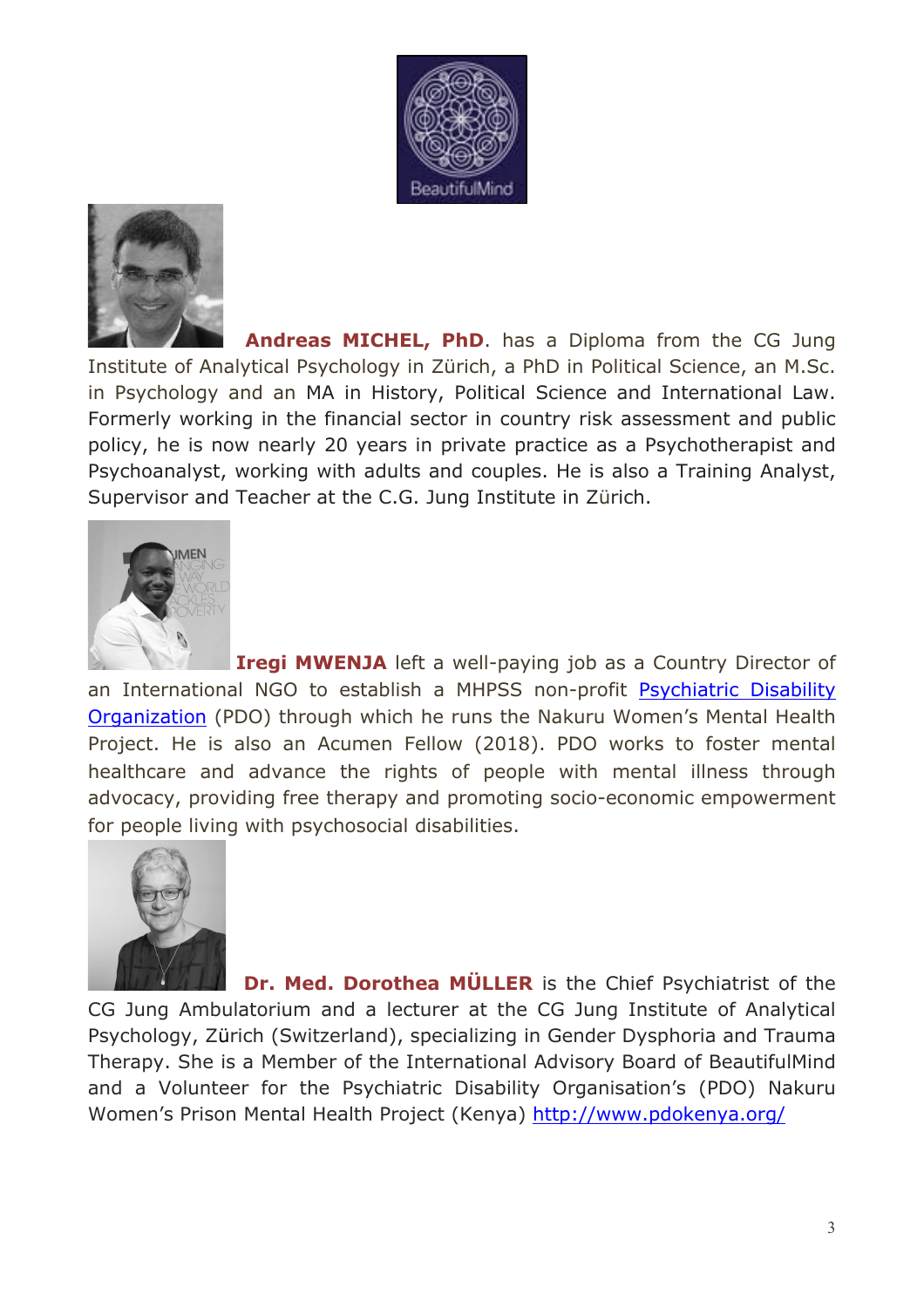**Andreas MICHEL, PhD**. has a Diploma from the CG Jung Institute of Analytical Psychology in Zürich, a PhD in Political Science, an M.Sc. in Psychology and an MA in History, Political Science and International Law. Formerly working in the financial sector in country risk assessment and public policy, he is now nearly 20 years in private practice as a Psychotherapist and Psychoanalyst, working with adults and couples. He is also a Training Analyst, Supervisor and Teacher at the C.G. Jung Institute in Zürich.

**Iregi MWENJA** left a well-paying job as a Country Director of an International NGO to establish a MHPSS non-profit [Psychiatric Disability Organization](http://www.pdokenya.org/) (PDO) through which he runs the Nakuru Women's Mental Health Project. He is also an Acumen Fellow (2018). PDO works to foster mental healthcare and advance the rights of people with mental illness through advocacy, providing free therapy and promoting socio-economic empowerment for people living with psychosocial disabilities.

**Dr. Med. Dorothea MÜLLER** is the Chief Psychiatrist of the CG Jung Ambulatorium and a lecturer at the CG Jung Institute of Analytical Psychology, Zürich (Switzerland), specializing in Gender Dysphoria and Trauma Therapy. She is a Member of the International Advisory Board of BeautifulMind and a Volunteer for the Psychiatric Disability Organisation's (PDO) Nakuru Women's Prison Mental Health Project (Kenya) http://www.pdokenya.org/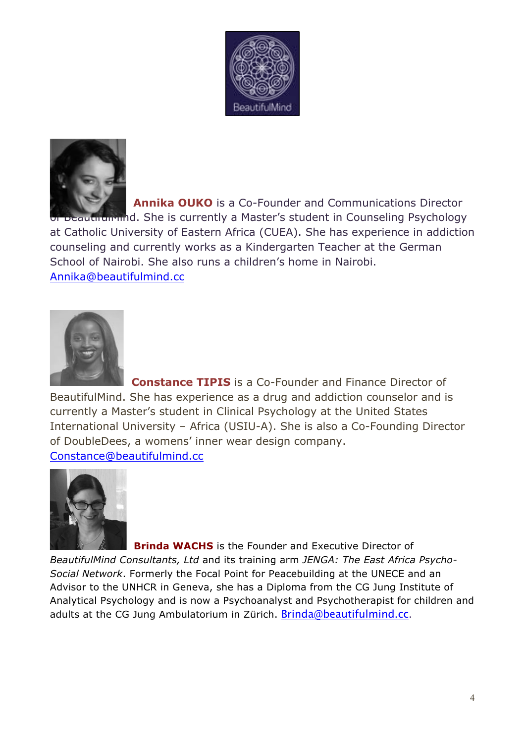**Annika OUKO** is a Co-Founder and Communications Director of BeautifulMind. She is currently a Master's student in Counseling Psychology at Catholic University of Eastern Africa (CUEA). She has experience in addiction counseling and currently works as a Kindergarten Teacher at the German School of Nairobi. She also runs a children's home in Nairobi. Annika@beautifulmind.cc

**Constance TIPIS** is a Co-Founder and Finance Director of BeautifulMind. She has experience as a drug and addiction counselor and is currently a Master's student in Clinical Psychology at the United States International University – Africa (USIU-A). She is also a Co-Founding Director of DoubleDees, a womens' inner wear design company. Constance@beautifulmind.cc

**Brinda WACHS** is the Founder and Executive Director of *BeautifulMind Consultants, Ltd* and its training arm *JENGA: The East Africa Psycho-Social Network*. Formerly the Focal Point for Peacebuilding at the UNECE and an Advisor to the UNHCR in Geneva, she has a Diploma from the CG Jung Institute of Analytical Psychology and is now a Psychoanalyst and Psychotherapist for children and adults at the CG Jung Ambulatorium in Zürich. Brinda@beautifulmind.cc.